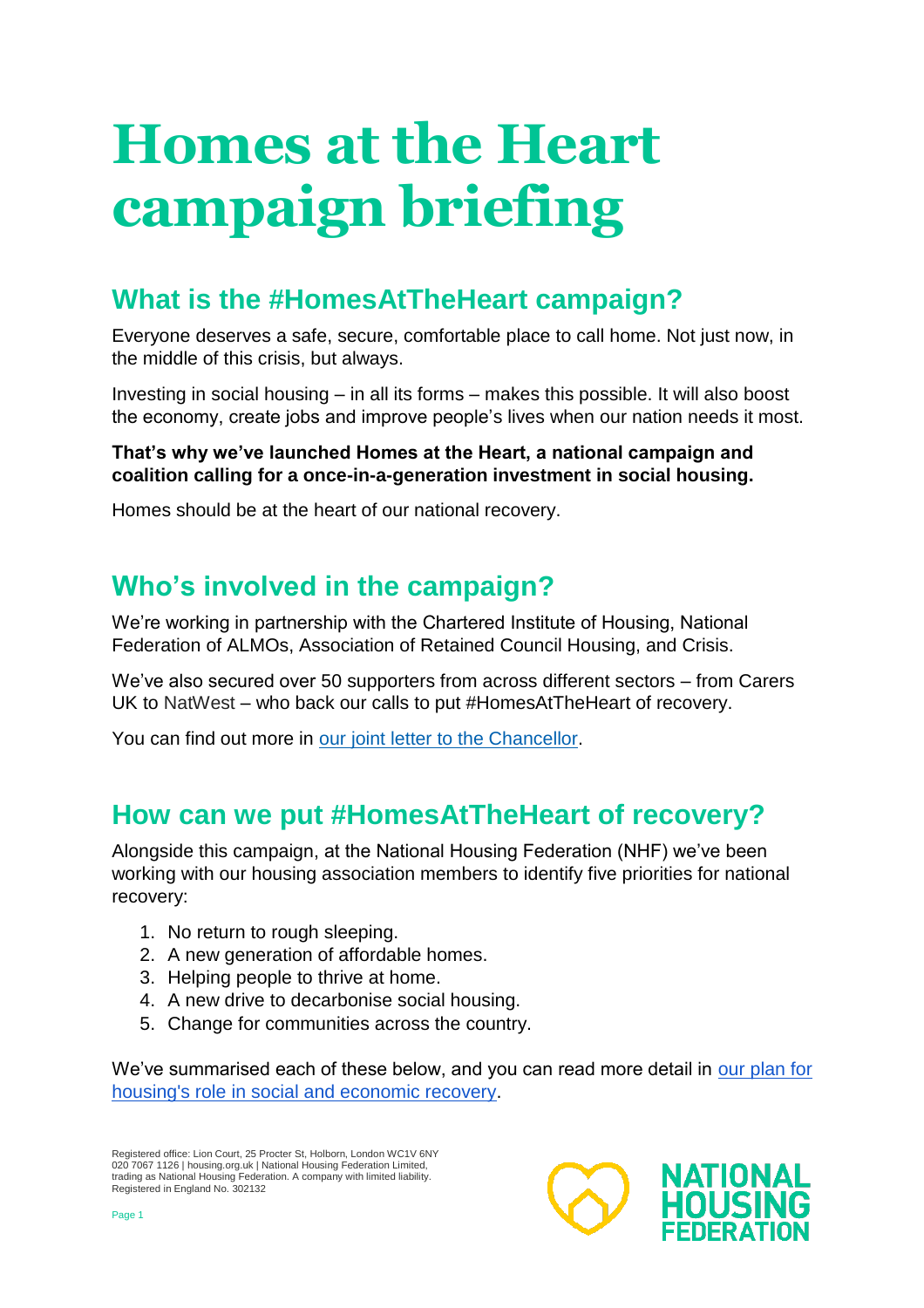# Homes at the Heart campaign briefing

## What is the #HomesAtTheHeart campaign?

Everyone deserves a safe, secure, comfortable place to call home. Not just now, in the middle of this crisis, but always.

Investing in social housing – in all its forms – makes this possible. It will also boost the economy, create jobs and improve people's lives when our nation needs it most.

**That's why we've launched Homes at the Heart, a national campaign and coalition calling for a once-in-a-generation investment in social housing.**

Homes should be at the heart of our national recovery.

## Who's involved in the campaign?

We're working in partnership with the Chartered Institute of Housing, National Federation of ALMOs, Association of Retained Council Housing, and Crisis.

We've also secured over 50 supporters from across different sectors – from Carers UK to NatWest – who back our calls to put #HomesAtTheHeart of recovery.

You can find out more in [our joint letter to the Chancellor].

## How can we put #HomesAtTheHeart of recovery?

Alongside this campaign, at the National Housing Federation (NHF) we've been working with our housing association members to identify five priorities for national recovery:

1. No return to rough sleeping.
2. A new generation of affordable homes.
3. Helping people to thrive at home.
4. A new drive to decarbonise social housing.
5. Change for communities across the country.

We've summarised each of these below, and you can read more detail in [our plan for housing's role in social and economic recovery].

Registered office: Lion Court, 25 Procter St, Holborn, London WC1V 6NY
020 7067 1126 | housing.org.uk | National Housing Federation Limited, trading as National Housing Federation. A company with limited liability. Registered in England No. 302132

NATIONAL HOUSING FEDERATION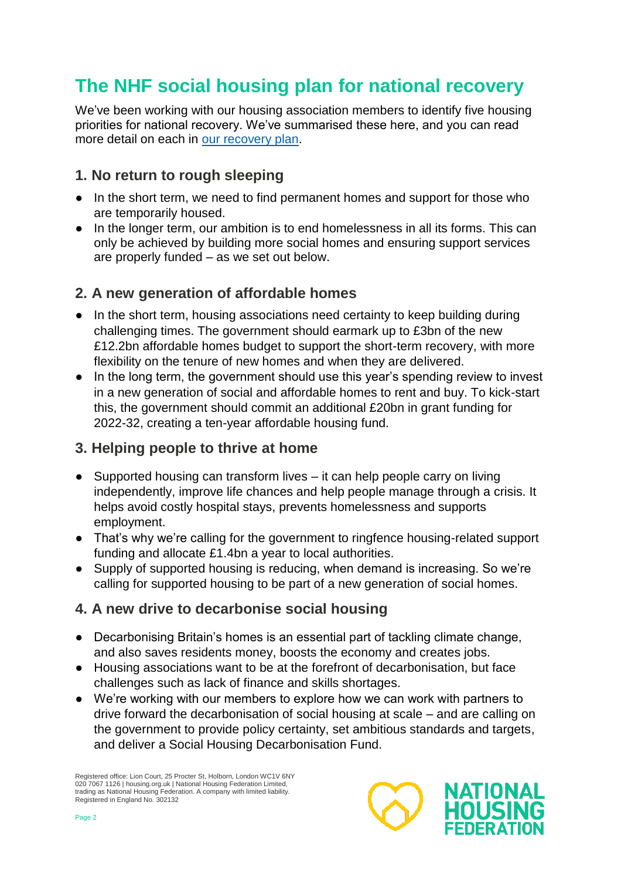# The NHF social housing plan for national recovery

We've been working with our housing association members to identify five housing priorities for national recovery. We've summarised these here, and you can read more detail on each in [our recovery plan](our recovery plan).

## 1. No return to rough sleeping

- In the short term, we need to find permanent homes and support for those who are temporarily housed.
- In the longer term, our ambition is to end homelessness in all its forms. This can only be achieved by building more social homes and ensuring support services are properly funded – as we set out below.

## 2. A new generation of affordable homes

- In the short term, housing associations need certainty to keep building during challenging times. The government should earmark up to £3bn of the new £12.2bn affordable homes budget to support the short-term recovery, with more flexibility on the tenure of new homes and when they are delivered.
- In the long term, the government should use this year's spending review to invest in a new generation of social and affordable homes to rent and buy. To kick-start this, the government should commit an additional £20bn in grant funding for 2022-32, creating a ten-year affordable housing fund.

## 3. Helping people to thrive at home

- Supported housing can transform lives – it can help people carry on living independently, improve life chances and help people manage through a crisis. It helps avoid costly hospital stays, prevents homelessness and supports employment.
- That's why we're calling for the government to ringfence housing-related support funding and allocate £1.4bn a year to local authorities.
- Supply of supported housing is reducing, when demand is increasing. So we're calling for supported housing to be part of a new generation of social homes.

## 4. A new drive to decarbonise social housing

- Decarbonising Britain's homes is an essential part of tackling climate change, and also saves residents money, boosts the economy and creates jobs.
- Housing associations want to be at the forefront of decarbonisation, but face challenges such as lack of finance and skills shortages.
- We're working with our members to explore how we can work with partners to drive forward the decarbonisation of social housing at scale – and are calling on the government to provide policy certainty, set ambitious standards and targets, and deliver a Social Housing Decarbonisation Fund.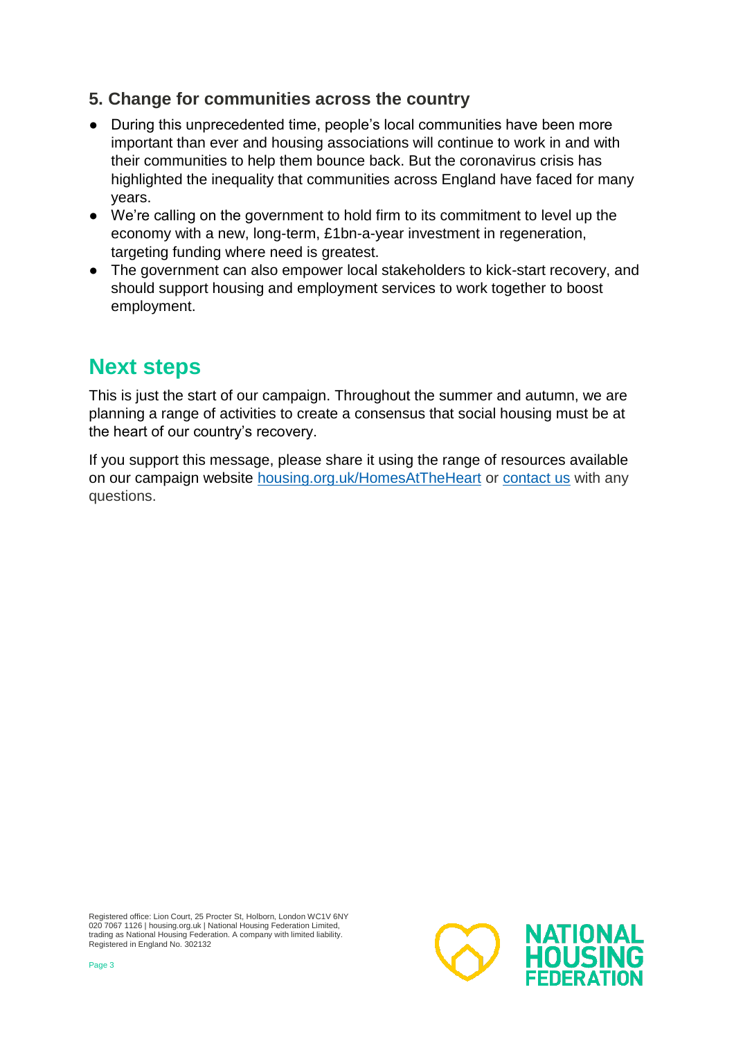### 5. Change for communities across the country

- During this unprecedented time, people's local communities have been more important than ever and housing associations will continue to work in and with their communities to help them bounce back. But the coronavirus crisis has highlighted the inequality that communities across England have faced for many years.
- We're calling on the government to hold firm to its commitment to level up the economy with a new, long-term, £1bn-a-year investment in regeneration, targeting funding where need is greatest.
- The government can also empower local stakeholders to kick-start recovery, and should support housing and employment services to work together to boost employment.

## Next steps

This is just the start of our campaign. Throughout the summer and autumn, we are planning a range of activities to create a consensus that social housing must be at the heart of our country's recovery.

If you support this message, please share it using the range of resources available on our campaign website housing.org.uk/HomesAtTheHeart or contact us with any questions.